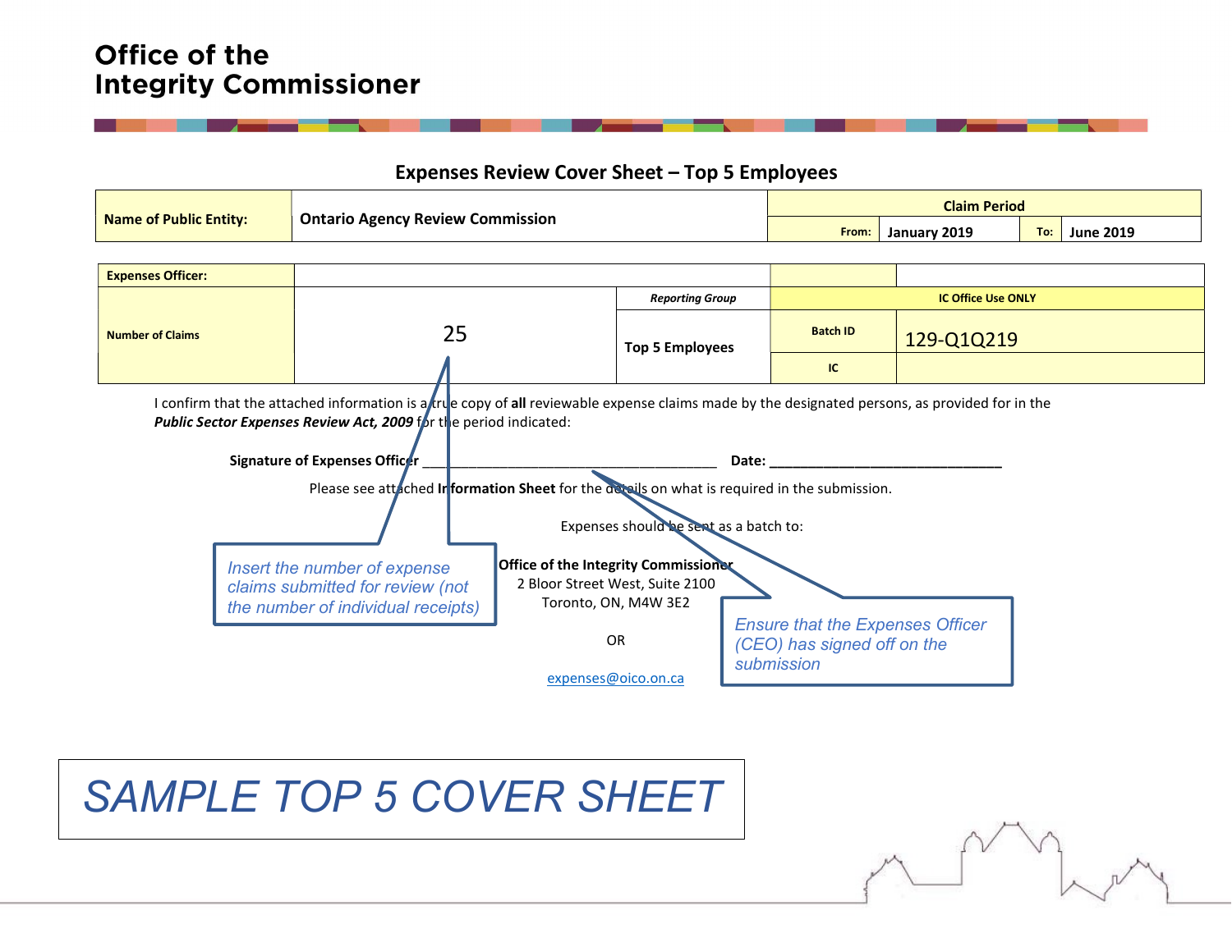# Office of the Integrity Commissioner

## Expenses Review Cover Sheet – Top 5 Employees

| Name of Public Entity: | Ontario Agency Review Commission | Claim Period | | | |
|---|---|---|---|---|---|
| | | From: | January 2019 | To: | June 2019 |

| Expenses Officer: | | | | |
|---|---|---|---|---|
| Number of Claims | 25 | *Reporting Group* | IC Office Use ONLY | |
| | | Top 5 Employees | Batch ID | 129-Q1Q219 |
| | | | IC | |

I confirm that the attached information is a true copy of **all** reviewable expense claims made by the designated persons, as provided for in the ***Public Sector Expenses Review Act, 2009*** for the period indicated:

**Signature of Expenses Officer** ______________________________________ **Date:** ______________________________

Please see attached **Information Sheet** for the details on what is required in the submission.

Expenses should be sent as a batch to:

**Office of the Integrity Commissioner**
2 Bloor Street West, Suite 2100
Toronto, ON, M4W 3E2

OR

expenses@oico.on.ca

*Insert the number of expense claims submitted for review (not the number of individual receipts)*

*Ensure that the Expenses Officer (CEO) has signed off on the submission*

*SAMPLE TOP 5 COVER SHEET*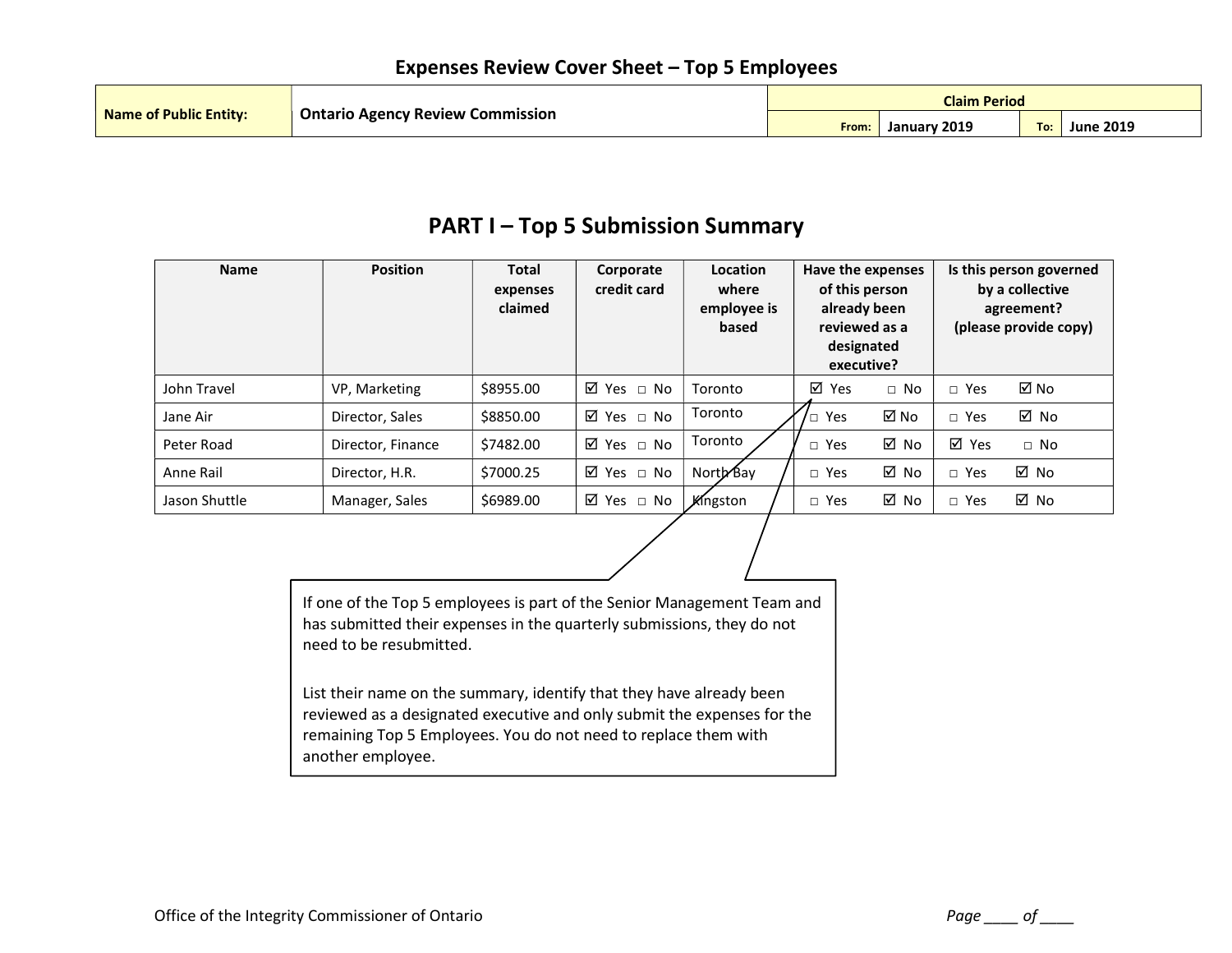# Expenses Review Cover Sheet – Top 5 Employees

| Name of Public Entity: | Ontario Agency Review Commission | Claim Period | | | |
|---|---|---|---|---|---|
| | | From: | January 2019 | To: | June 2019 |

## PART I – Top 5 Submission Summary

| Name | Position | Total expenses claimed | Corporate credit card | Location where employee is based | Have the expenses of this person already been reviewed as a designated executive? | Is this person governed by a collective agreement? (please provide copy) |
|---|---|---|---|---|---|---|
| John Travel | VP, Marketing | $8955.00 | ☑ Yes ☐ No | Toronto | ☑ Yes ☐ No | ☐ Yes ☑ No |
| Jane Air | Director, Sales | $8850.00 | ☑ Yes ☐ No | Toronto | ☐ Yes ☑ No | ☐ Yes ☑ No |
| Peter Road | Director, Finance | $7482.00 | ☑ Yes ☐ No | Toronto | ☐ Yes ☑ No | ☑ Yes ☐ No |
| Anne Rail | Director, H.R. | $7000.25 | ☑ Yes ☐ No | North Bay | ☐ Yes ☑ No | ☐ Yes ☑ No |
| Jason Shuttle | Manager, Sales | $6989.00 | ☑ Yes ☐ No | Kingston | ☐ Yes ☑ No | ☐ Yes ☑ No |

If one of the Top 5 employees is part of the Senior Management Team and has submitted their expenses in the quarterly submissions, they do not need to be resubmitted.

List their name on the summary, identify that they have already been reviewed as a designated executive and only submit the expenses for the remaining Top 5 Employees. You do not need to replace them with another employee.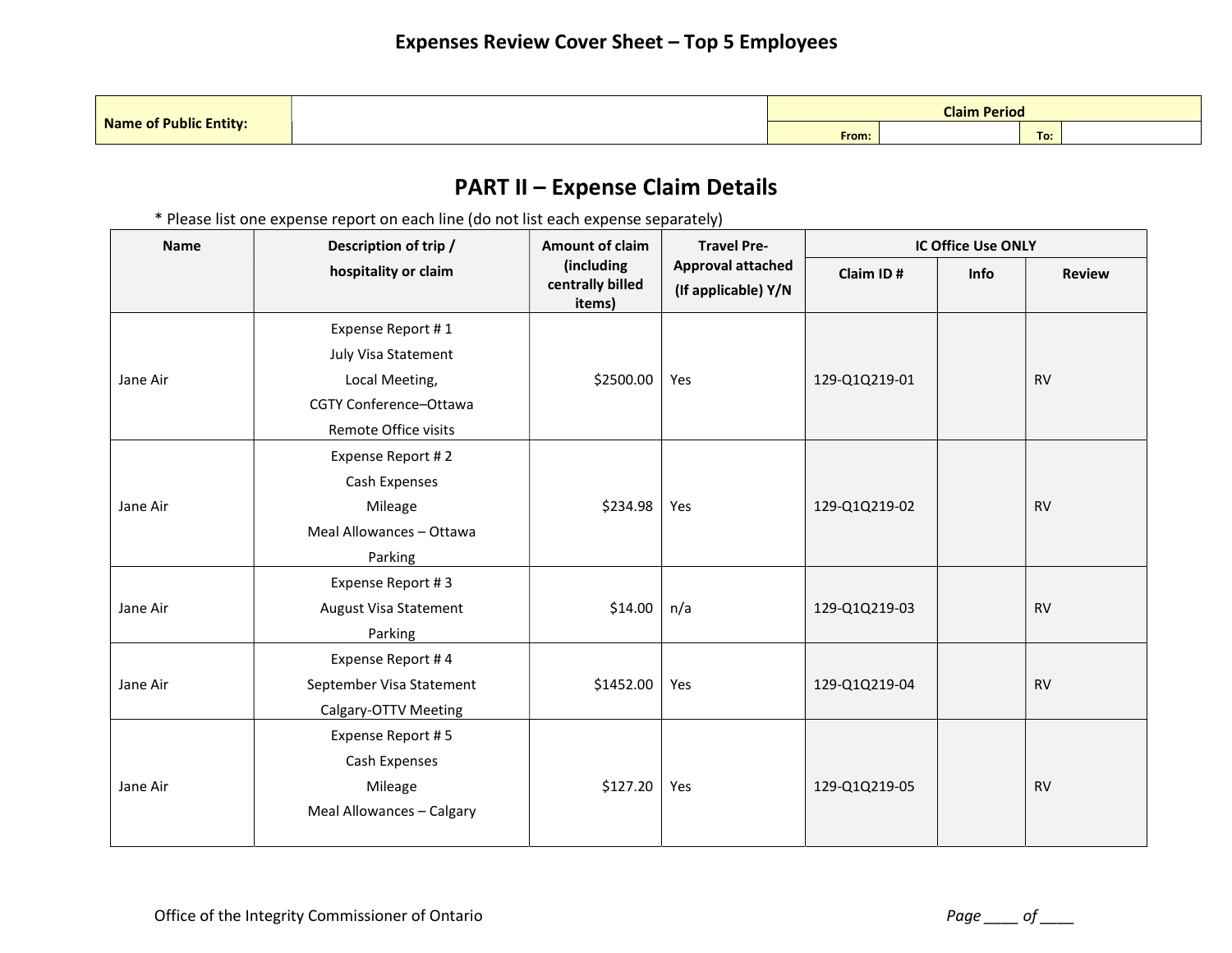# Expenses Review Cover Sheet – Top 5 Employees

| Name of Public Entity: | | Claim Period | | | |
|---|---|---|---|---|---|
| | | From: | | To: | |

## PART II – Expense Claim Details

* Please list one expense report on each line (do not list each expense separately)

| Name | Description of trip / hospitality or claim | Amount of claim (including centrally billed items) | Travel Pre-Approval attached (If applicable) Y/N | IC Office Use ONLY | | |
|---|---|---|---|---|---|---|
| | | | | Claim ID # | Info | Review |
| Jane Air | Expense Report # 1<br>July Visa Statement<br>Local Meeting,<br>CGTY Conference–Ottawa<br>Remote Office visits | $2500.00 | Yes | 129-Q1Q219-01 | | RV |
| Jane Air | Expense Report # 2<br>Cash Expenses<br>Mileage<br>Meal Allowances – Ottawa<br>Parking | $234.98 | Yes | 129-Q1Q219-02 | | RV |
| Jane Air | Expense Report # 3<br>August Visa Statement<br>Parking | $14.00 | n/a | 129-Q1Q219-03 | | RV |
| Jane Air | Expense Report # 4<br>September Visa Statement<br>Calgary-OTTV Meeting | $1452.00 | Yes | 129-Q1Q219-04 | | RV |
| Jane Air | Expense Report # 5<br>Cash Expenses<br>Mileage<br>Meal Allowances – Calgary | $127.20 | Yes | 129-Q1Q219-05 | | RV |

Office of the Integrity Commissioner of Ontario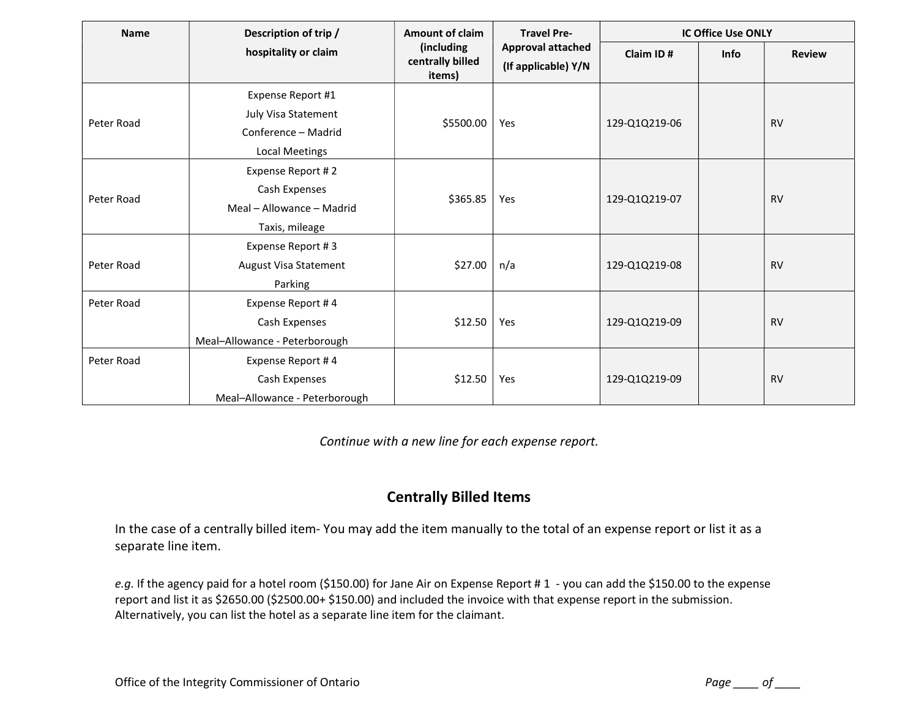| Name | Description of trip / hospitality or claim | Amount of claim (including centrally billed items) | Travel Pre-Approval attached (If applicable) Y/N | IC Office Use ONLY | | |
|---|---|---|---|---|---|---|
| | | | | Claim ID # | Info | Review |
| Peter Road | Expense Report #1<br>July Visa Statement<br>Conference – Madrid<br>Local Meetings | $5500.00 | Yes | 129-Q1Q219-06 | | RV |
| Peter Road | Expense Report # 2<br>Cash Expenses<br>Meal – Allowance – Madrid<br>Taxis, mileage | $365.85 | Yes | 129-Q1Q219-07 | | RV |
| Peter Road | Expense Report # 3<br>August Visa Statement<br>Parking | $27.00 | n/a | 129-Q1Q219-08 | | RV |
| Peter Road | Expense Report # 4<br>Cash Expenses<br>Meal–Allowance - Peterborough | $12.50 | Yes | 129-Q1Q219-09 | | RV |
| Peter Road | Expense Report # 4<br>Cash Expenses<br>Meal–Allowance - Peterborough | $12.50 | Yes | 129-Q1Q219-09 | | RV |

*Continue with a new line for each expense report.*

## Centrally Billed Items

In the case of a centrally billed item- You may add the item manually to the total of an expense report or list it as a separate line item.

*e.g.* If the agency paid for a hotel room ($150.00) for Jane Air on Expense Report # 1 - you can add the $150.00 to the expense report and list it as $2650.00 ($2500.00+ $150.00) and included the invoice with that expense report in the submission. Alternatively, you can list the hotel as a separate line item for the claimant.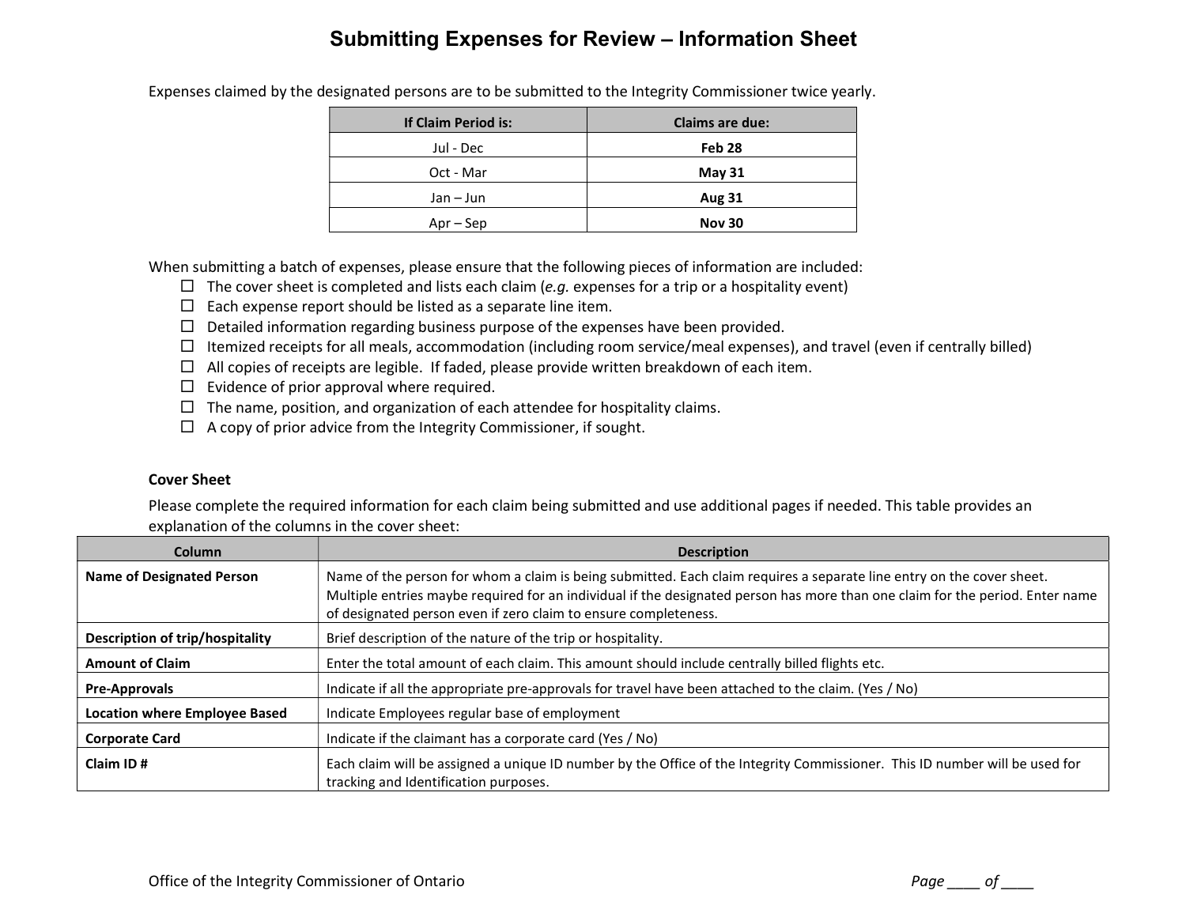# Submitting Expenses for Review – Information Sheet

Expenses claimed by the designated persons are to be submitted to the Integrity Commissioner twice yearly.

| If Claim Period is: | Claims are due: |
|---|---|
| Jul - Dec | **Feb 28** |
| Oct - Mar | **May 31** |
| Jan – Jun | **Aug 31** |
| Apr – Sep | **Nov 30** |

When submitting a batch of expenses, please ensure that the following pieces of information are included:

- ☐ The cover sheet is completed and lists each claim (*e.g.* expenses for a trip or a hospitality event)
- ☐ Each expense report should be listed as a separate line item.
- ☐ Detailed information regarding business purpose of the expenses have been provided.
- ☐ Itemized receipts for all meals, accommodation (including room service/meal expenses), and travel (even if centrally billed)
- ☐ All copies of receipts are legible. If faded, please provide written breakdown of each item.
- ☐ Evidence of prior approval where required.
- ☐ The name, position, and organization of each attendee for hospitality claims.
- ☐ A copy of prior advice from the Integrity Commissioner, if sought.

### Cover Sheet

Please complete the required information for each claim being submitted and use additional pages if needed. This table provides an explanation of the columns in the cover sheet:

| Column | Description |
|---|---|
| **Name of Designated Person** | Name of the person for whom a claim is being submitted. Each claim requires a separate line entry on the cover sheet. Multiple entries maybe required for an individual if the designated person has more than one claim for the period. Enter name of designated person even if zero claim to ensure completeness. |
| **Description of trip/hospitality** | Brief description of the nature of the trip or hospitality. |
| **Amount of Claim** | Enter the total amount of each claim. This amount should include centrally billed flights etc. |
| **Pre-Approvals** | Indicate if all the appropriate pre-approvals for travel have been attached to the claim. (Yes / No) |
| **Location where Employee Based** | Indicate Employees regular base of employment |
| **Corporate Card** | Indicate if the claimant has a corporate card (Yes / No) |
| **Claim ID #** | Each claim will be assigned a unique ID number by the Office of the Integrity Commissioner. This ID number will be used for tracking and Identification purposes. |